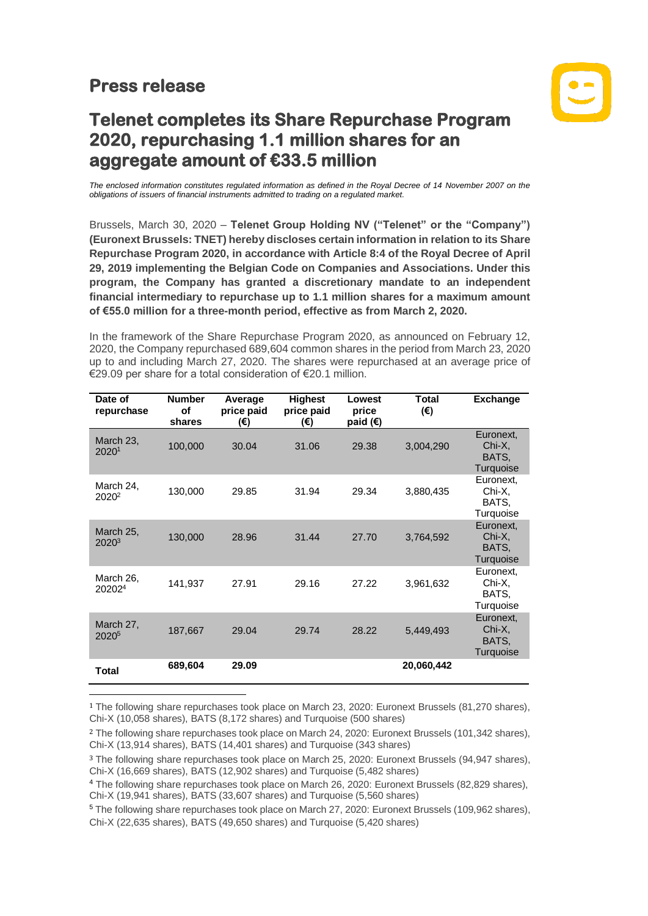# Press release

## Telenet completes its Share Repurchase Program 2020, repurchasing 1.1 million shares for an aggregate amount of €33.5 million

*The enclosed information constitutes regulated information as defined in the Royal Decree of 14 November 2007 on the obligations of issuers of financial instruments admitted to trading on a regulated market.*

Brussels, March 30, 2020 – **Telenet Group Holding NV ("Telenet" or the "Company") (Euronext Brussels: TNET) hereby discloses certain information in relation to its Share Repurchase Program 2020, in accordance with Article 8:4 of the Royal Decree of April 29, 2019 implementing the Belgian Code on Companies and Associations. Under this program, the Company has granted a discretionary mandate to an independent financial intermediary to repurchase up to 1.1 million shares for a maximum amount of €55.0 million for a three-month period, effective as from March 2, 2020.**

In the framework of the Share Repurchase Program 2020, as announced on February 12, 2020, the Company repurchased 689,604 common shares in the period from March 23, 2020 up to and including March 27, 2020. The shares were repurchased at an average price of €29.09 per share for a total consideration of €20.1 million.

| Date of repurchase | Number of shares | Average price paid (€) | Highest price paid (€) | Lowest price paid (€) | Total (€) | Exchange |
|---|---|---|---|---|---|---|
| March 23, 2020[1] | 100,000 | 30.04 | 31.06 | 29.38 | 3,004,290 | Euronext, Chi-X, BATS, Turquoise |
| March 24, 2020[2] | 130,000 | 29.85 | 31.94 | 29.34 | 3,880,435 | Euronext, Chi-X, BATS, Turquoise |
| March 25, 2020[3] | 130,000 | 28.96 | 31.44 | 27.70 | 3,764,592 | Euronext, Chi-X, BATS, Turquoise |
| March 26, 20202[4] | 141,937 | 27.91 | 29.16 | 27.22 | 3,961,632 | Euronext, Chi-X, BATS, Turquoise |
| March 27, 2020[5] | 187,667 | 29.04 | 29.74 | 28.22 | 5,449,493 | Euronext, Chi-X, BATS, Turquoise |
| **Total** | **689,604** | **29.09** | | | **20,060,442** | |

[1] The following share repurchases took place on March 23, 2020: Euronext Brussels (81,270 shares), Chi-X (10,058 shares), BATS (8,172 shares) and Turquoise (500 shares)

[2] The following share repurchases took place on March 24, 2020: Euronext Brussels (101,342 shares), Chi-X (13,914 shares), BATS (14,401 shares) and Turquoise (343 shares)

[3] The following share repurchases took place on March 25, 2020: Euronext Brussels (94,947 shares), Chi-X (16,669 shares), BATS (12,902 shares) and Turquoise (5,482 shares)

[4] The following share repurchases took place on March 26, 2020: Euronext Brussels (82,829 shares), Chi-X (19,941 shares), BATS (33,607 shares) and Turquoise (5,560 shares)

[5] The following share repurchases took place on March 27, 2020: Euronext Brussels (109,962 shares), Chi-X (22,635 shares), BATS (49,650 shares) and Turquoise (5,420 shares)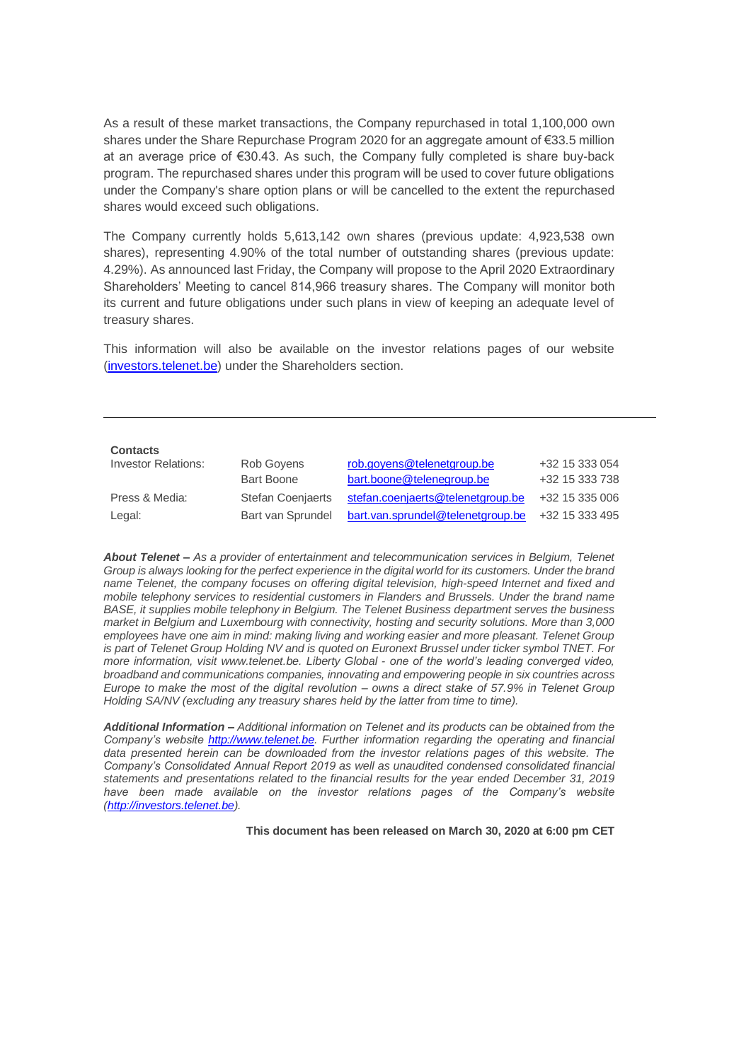As a result of these market transactions, the Company repurchased in total 1,100,000 own shares under the Share Repurchase Program 2020 for an aggregate amount of €33.5 million at an average price of €30.43. As such, the Company fully completed is share buy-back program. The repurchased shares under this program will be used to cover future obligations under the Company's share option plans or will be cancelled to the extent the repurchased shares would exceed such obligations.

The Company currently holds 5,613,142 own shares (previous update: 4,923,538 own shares), representing 4.90% of the total number of outstanding shares (previous update: 4.29%). As announced last Friday, the Company will propose to the April 2020 Extraordinary Shareholders' Meeting to cancel 814,966 treasury shares. The Company will monitor both its current and future obligations under such plans in view of keeping an adequate level of treasury shares.

This information will also be available on the investor relations pages of our website (investors.telenet.be) under the Shareholders section.

---

**Contacts**

| | | | |
|---|---|---|---|
| Investor Relations: | Rob Goyens | rob.goyens@telenetgroup.be | +32 15 333 054 |
| | Bart Boone | bart.boone@telenegroup.be | +32 15 333 738 |
| Press & Media: | Stefan Coenjaerts | stefan.coenjaerts@telenetgroup.be | +32 15 335 006 |
| Legal: | Bart van Sprundel | bart.van.sprundel@telenetgroup.be | +32 15 333 495 |

***About Telenet –*** *As a provider of entertainment and telecommunication services in Belgium, Telenet Group is always looking for the perfect experience in the digital world for its customers. Under the brand name Telenet, the company focuses on offering digital television, high-speed Internet and fixed and mobile telephony services to residential customers in Flanders and Brussels. Under the brand name BASE, it supplies mobile telephony in Belgium. The Telenet Business department serves the business market in Belgium and Luxembourg with connectivity, hosting and security solutions. More than 3,000 employees have one aim in mind: making living and working easier and more pleasant. Telenet Group is part of Telenet Group Holding NV and is quoted on Euronext Brussel under ticker symbol TNET. For more information, visit www.telenet.be. Liberty Global - one of the world's leading converged video, broadband and communications companies, innovating and empowering people in six countries across Europe to make the most of the digital revolution – owns a direct stake of 57.9% in Telenet Group Holding SA/NV (excluding any treasury shares held by the latter from time to time).*

***Additional Information –*** *Additional information on Telenet and its products can be obtained from the Company's website http://www.telenet.be. Further information regarding the operating and financial data presented herein can be downloaded from the investor relations pages of this website. The Company's Consolidated Annual Report 2019 as well as unaudited condensed consolidated financial statements and presentations related to the financial results for the year ended December 31, 2019 have been made available on the investor relations pages of the Company's website (http://investors.telenet.be).*

**This document has been released on March 30, 2020 at 6:00 pm CET**